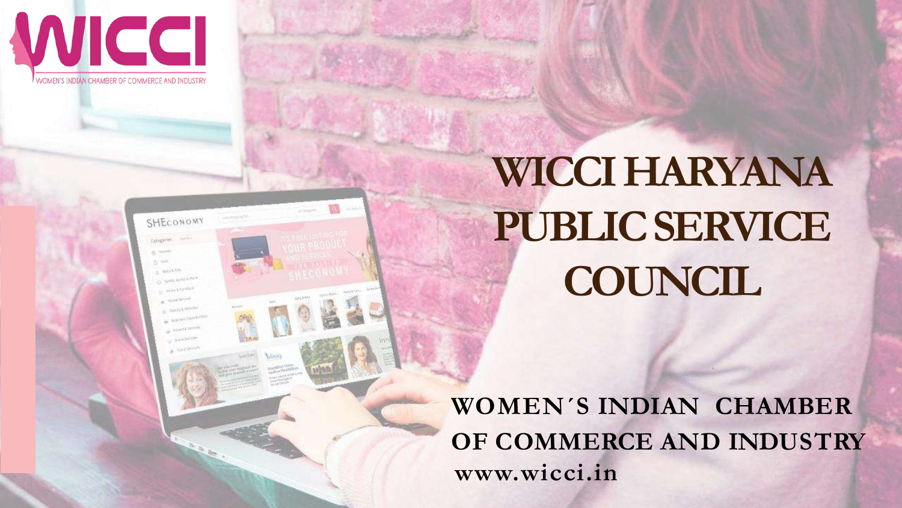WICCI

WOMEN'S INDIAN CHAMBER OF COMMERCE AND INDUSTRY

# WICCI HARYANA PUBLIC SERVICE COUNCIL

**WOMEN´S INDIAN CHAMBER OF COMMERCE AND INDUSTRY**

**www.wicci.in**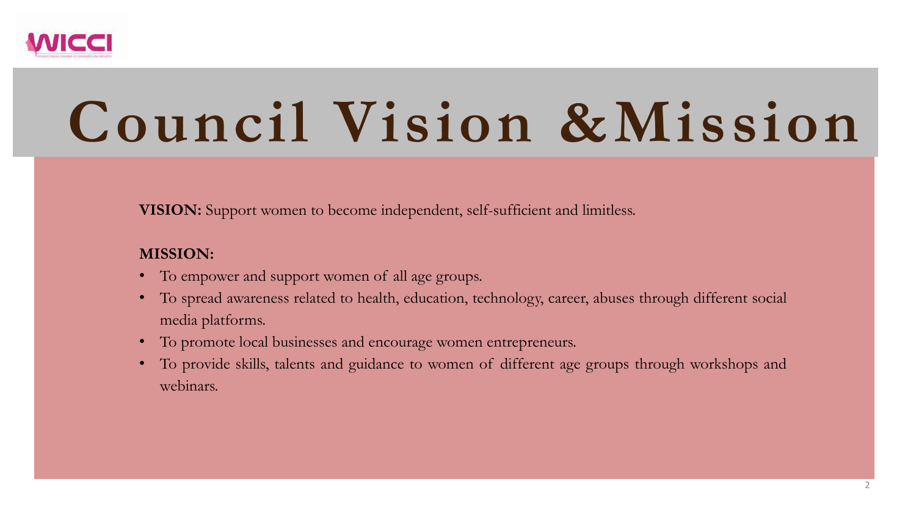# Council Vision &Mission

**VISION:** Support women to become independent, self-sufficient and limitless.

**MISSION:**

- To empower and support women of all age groups.
- To spread awareness related to health, education, technology, career, abuses through different social media platforms.
- To promote local businesses and encourage women entrepreneurs.
- To provide skills, talents and guidance to women of different age groups through workshops and webinars.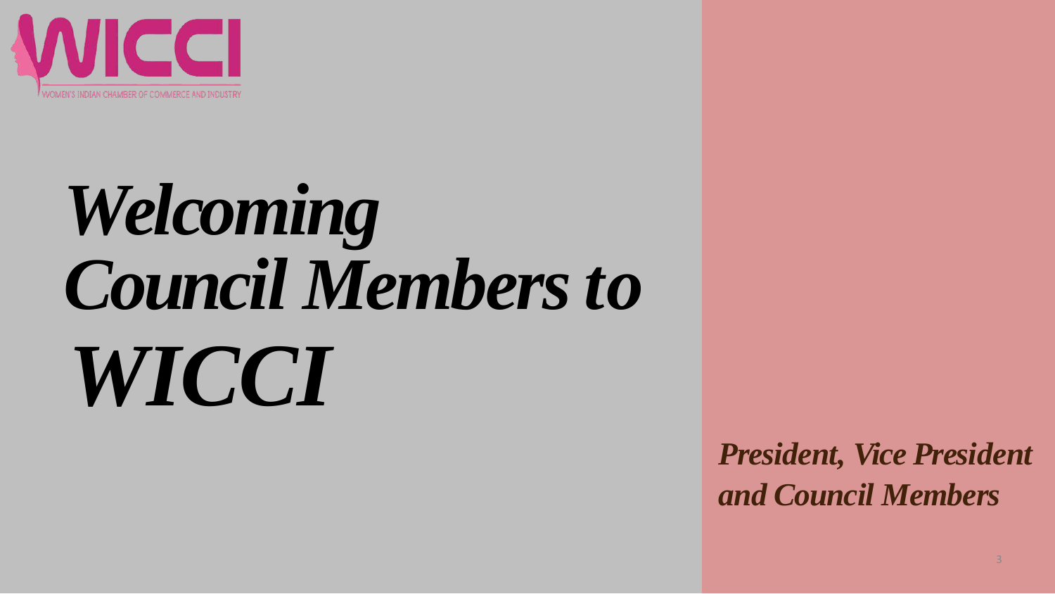WICCI

WOMEN'S INDIAN CHAMBER OF COMMERCE AND INDUSTRY

# *Welcoming Council Members to WICCI*

***President, Vice President and Council Members***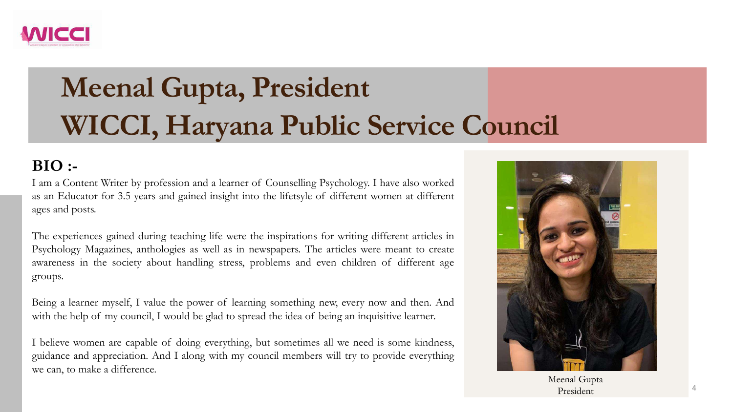# Meenal Gupta, President
# WICCI, Haryana Public Service Council

**BIO :-**

I am a Content Writer by profession and a learner of Counselling Psychology. I have also worked as an Educator for 3.5 years and gained insight into the lifetsyle of different women at different ages and posts.

The experiences gained during teaching life were the inspirations for writing different articles in Psychology Magazines, anthologies as well as in newspapers. The articles were meant to create awareness in the society about handling stress, problems and even children of different age groups.

Being a learner myself, I value the power of learning something new, every now and then. And with the help of my council, I would be glad to spread the idea of being an inquisitive learner.

I believe women are capable of doing everything, but sometimes all we need is some kindness, guidance and appreciation. And I along with my council members will try to provide everything we can, to make a difference.

Meenal Gupta
President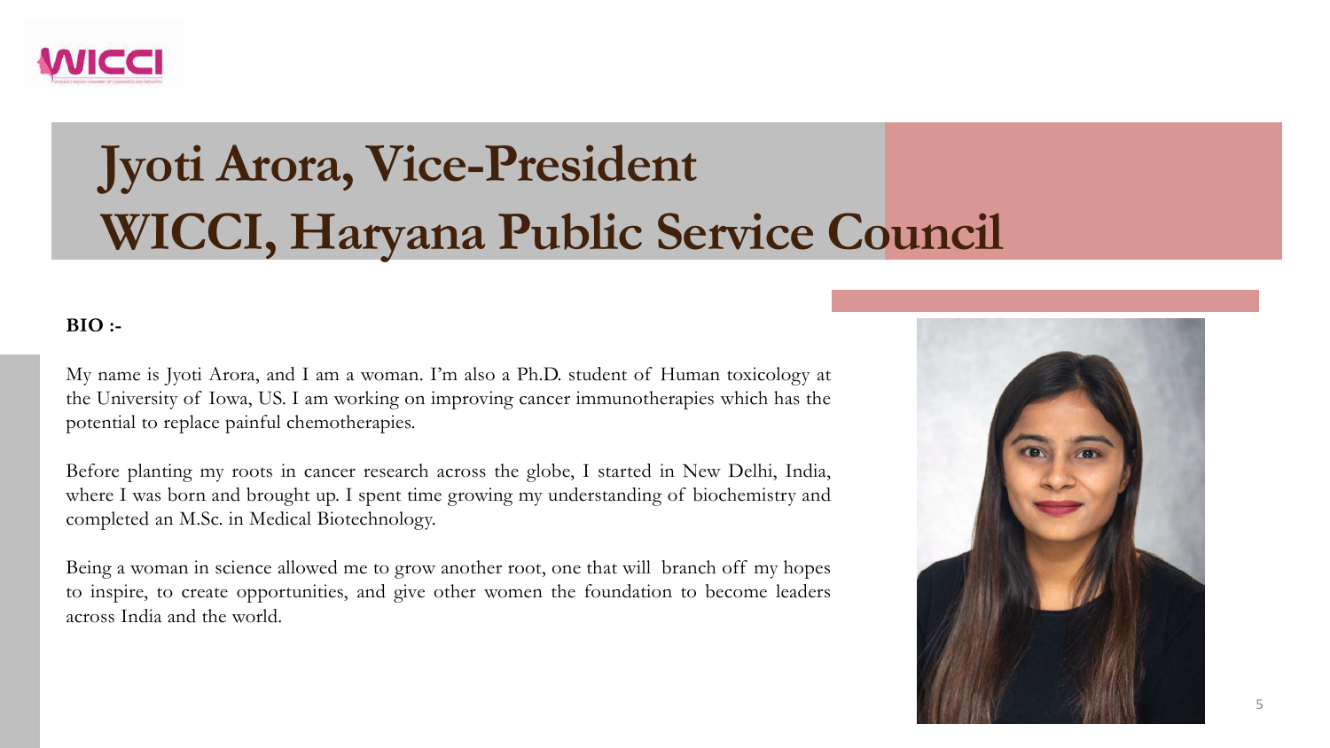# Jyoti Arora, Vice-President WICCI, Haryana Public Service Council

**BIO :-**

My name is Jyoti Arora, and I am a woman. I'm also a Ph.D. student of Human toxicology at the University of Iowa, US. I am working on improving cancer immunotherapies which has the potential to replace painful chemotherapies.

Before planting my roots in cancer research across the globe, I started in New Delhi, India, where I was born and brought up. I spent time growing my understanding of biochemistry and completed an M.Sc. in Medical Biotechnology.

Being a woman in science allowed me to grow another root, one that will branch off my hopes to inspire, to create opportunities, and give other women the foundation to become leaders across India and the world.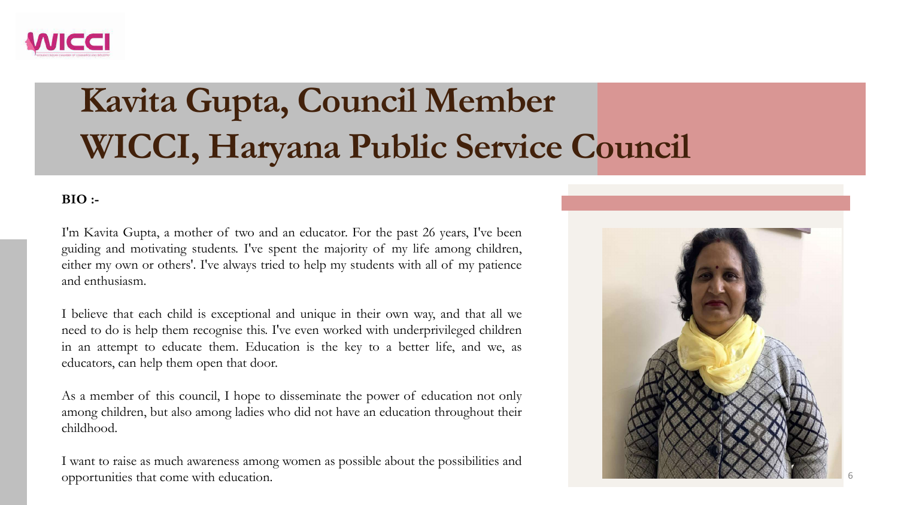# Kavita Gupta, Council Member WICCI, Haryana Public Service Council

**BIO :-**

I'm Kavita Gupta, a mother of two and an educator. For the past 26 years, I've been guiding and motivating students. I've spent the majority of my life among children, either my own or others'. I've always tried to help my students with all of my patience and enthusiasm.

I believe that each child is exceptional and unique in their own way, and that all we need to do is help them recognise this. I've even worked with underprivileged children in an attempt to educate them. Education is the key to a better life, and we, as educators, can help them open that door.

As a member of this council, I hope to disseminate the power of education not only among children, but also among ladies who did not have an education throughout their childhood.

I want to raise as much awareness among women as possible about the possibilities and opportunities that come with education.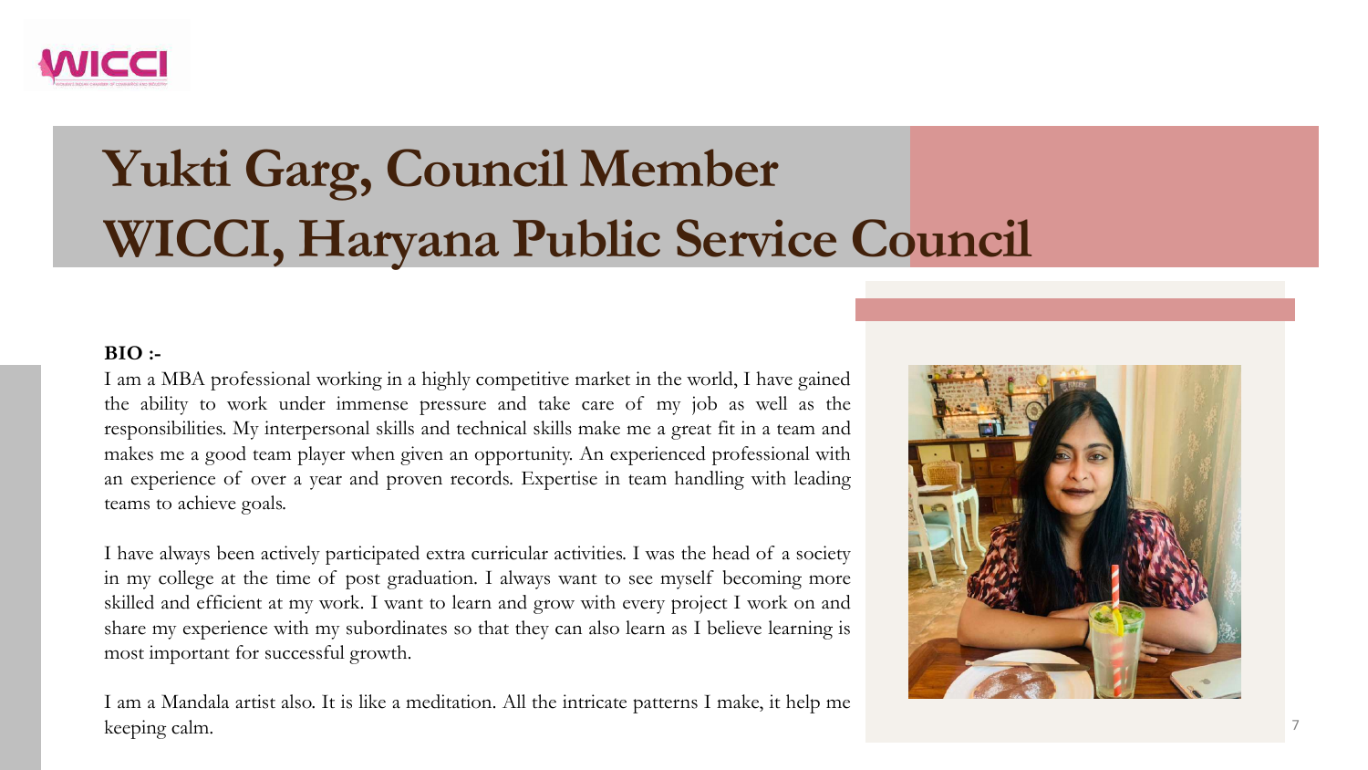# Yukti Garg, Council Member
# WICCI, Haryana Public Service Council

**BIO :-**

I am a MBA professional working in a highly competitive market in the world, I have gained the ability to work under immense pressure and take care of my job as well as the responsibilities. My interpersonal skills and technical skills make me a great fit in a team and makes me a good team player when given an opportunity. An experienced professional with an experience of over a year and proven records. Expertise in team handling with leading teams to achieve goals.

I have always been actively participated extra curricular activities. I was the head of a society in my college at the time of post graduation. I always want to see myself becoming more skilled and efficient at my work. I want to learn and grow with every project I work on and share my experience with my subordinates so that they can also learn as I believe learning is most important for successful growth.

I am a Mandala artist also. It is like a meditation. All the intricate patterns I make, it help me keeping calm.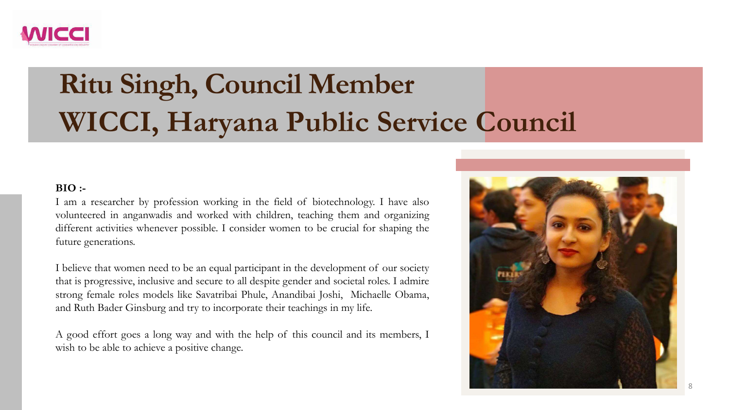# Ritu Singh, Council Member
# WICCI, Haryana Public Service Council

**BIO :-**

I am a researcher by profession working in the field of biotechnology. I have also volunteered in anganwadis and worked with children, teaching them and organizing different activities whenever possible. I consider women to be crucial for shaping the future generations.

I believe that women need to be an equal participant in the development of our society that is progressive, inclusive and secure to all despite gender and societal roles. I admire strong female roles models like Savatribai Phule, Anandibai Joshi, Michaelle Obama, and Ruth Bader Ginsburg and try to incorporate their teachings in my life.

A good effort goes a long way and with the help of this council and its members, I wish to be able to achieve a positive change.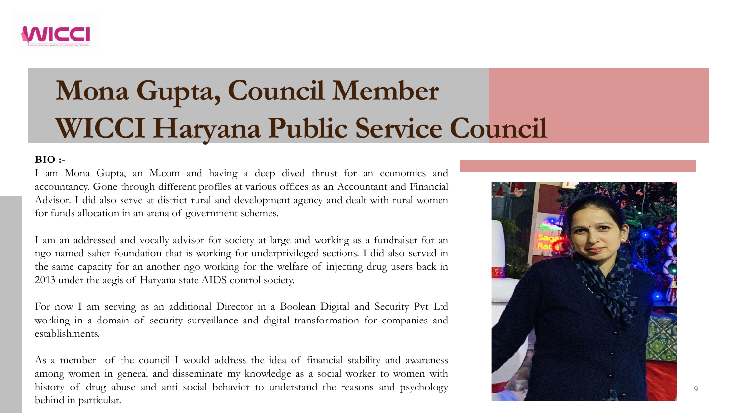# Mona Gupta, Council Member
# WICCI Haryana Public Service Council

**BIO :-**

I am Mona Gupta, an M.com and having a deep dived thrust for an economics and accountancy. Gone through different profiles at various offices as an Accountant and Financial Advisor. I did also serve at district rural and development agency and dealt with rural women for funds allocation in an arena of government schemes.

I am an addressed and vocally advisor for society at large and working as a fundraiser for an ngo named saher foundation that is working for underprivileged sections. I did also served in the same capacity for an another ngo working for the welfare of injecting drug users back in 2013 under the aegis of Haryana state AIDS control society.

For now I am serving as an additional Director in a Boolean Digital and Security Pvt Ltd working in a domain of security surveillance and digital transformation for companies and establishments.

As a member of the council I would address the idea of financial stability and awareness among women in general and disseminate my knowledge as a social worker to women with history of drug abuse and anti social behavior to understand the reasons and psychology behind in particular.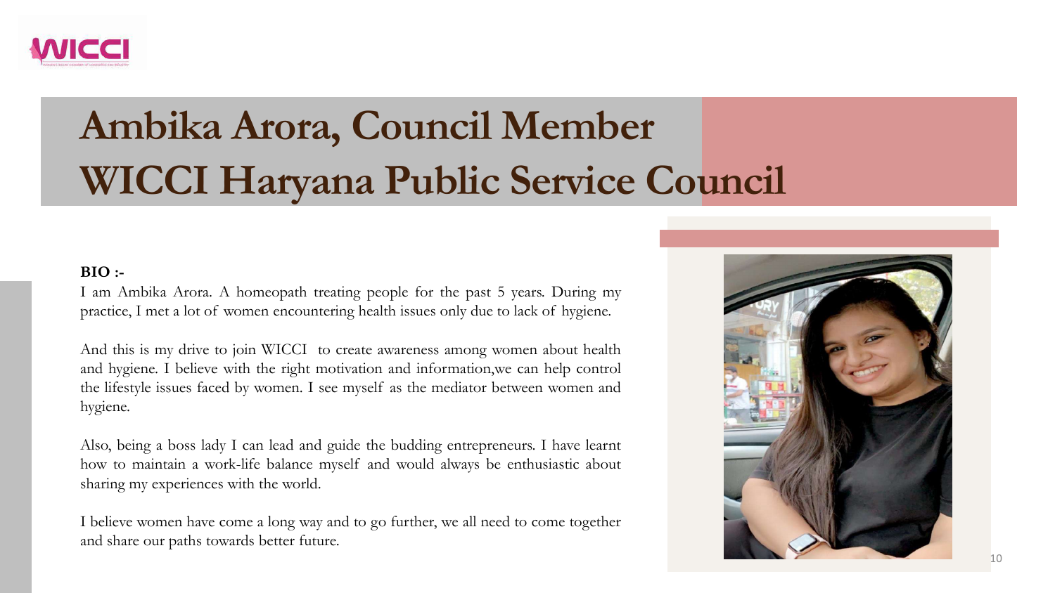# Ambika Arora, Council Member
# WICCI Haryana Public Service Council

**BIO :-**

I am Ambika Arora. A homeopath treating people for the past 5 years. During my practice, I met a lot of women encountering health issues only due to lack of hygiene.

And this is my drive to join WICCI to create awareness among women about health and hygiene. I believe with the right motivation and information,we can help control the lifestyle issues faced by women. I see myself as the mediator between women and hygiene.

Also, being a boss lady I can lead and guide the budding entrepreneurs. I have learnt how to maintain a work-life balance myself and would always be enthusiastic about sharing my experiences with the world.

I believe women have come a long way and to go further, we all need to come together and share our paths towards better future.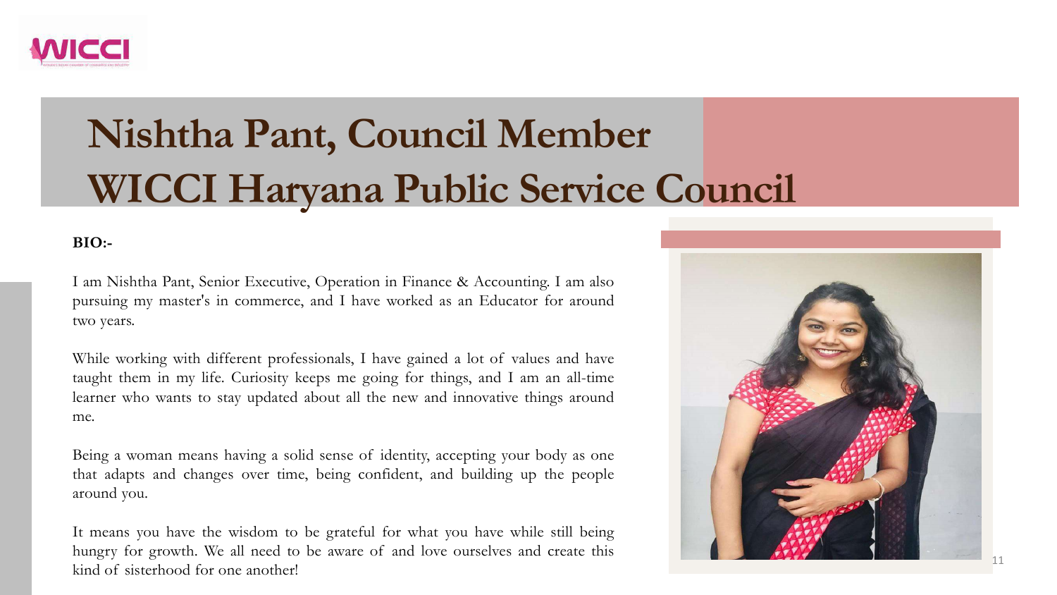# Nishtha Pant, Council Member
# WICCI Haryana Public Service Council

**BIO:-**

I am Nishtha Pant, Senior Executive, Operation in Finance & Accounting. I am also pursuing my master's in commerce, and I have worked as an Educator for around two years.

While working with different professionals, I have gained a lot of values and have taught them in my life. Curiosity keeps me going for things, and I am an all-time learner who wants to stay updated about all the new and innovative things around me.

Being a woman means having a solid sense of identity, accepting your body as one that adapts and changes over time, being confident, and building up the people around you.

It means you have the wisdom to be grateful for what you have while still being hungry for growth. We all need to be aware of and love ourselves and create this kind of sisterhood for one another!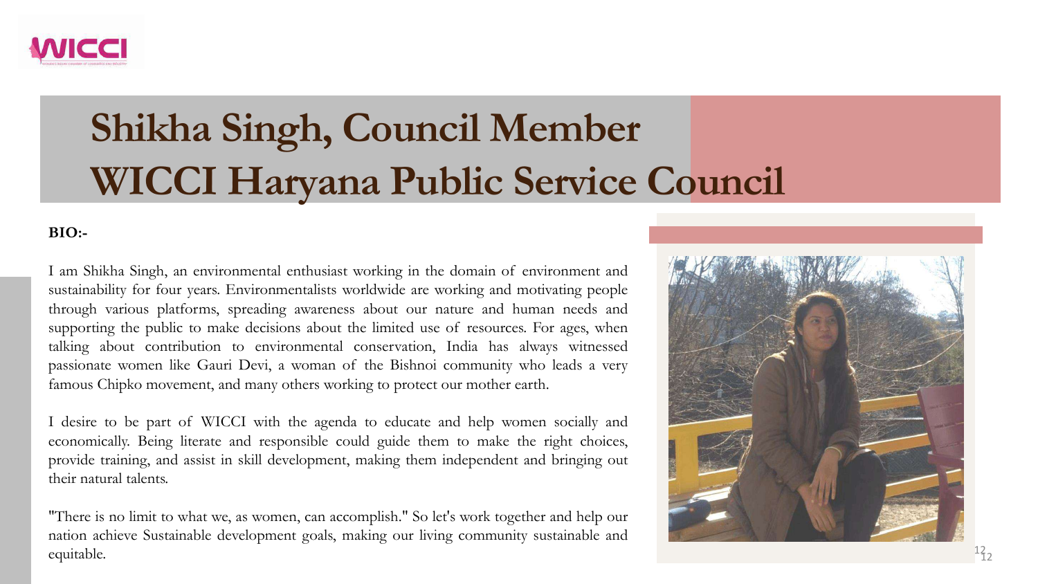# Shikha Singh, Council Member
# WICCI Haryana Public Service Council

**BIO:-**

I am Shikha Singh, an environmental enthusiast working in the domain of environment and sustainability for four years. Environmentalists worldwide are working and motivating people through various platforms, spreading awareness about our nature and human needs and supporting the public to make decisions about the limited use of resources. For ages, when talking about contribution to environmental conservation, India has always witnessed passionate women like Gauri Devi, a woman of the Bishnoi community who leads a very famous Chipko movement, and many others working to protect our mother earth.

I desire to be part of WICCI with the agenda to educate and help women socially and economically. Being literate and responsible could guide them to make the right choices, provide training, and assist in skill development, making them independent and bringing out their natural talents.

"There is no limit to what we, as women, can accomplish." So let's work together and help our nation achieve Sustainable development goals, making our living community sustainable and equitable.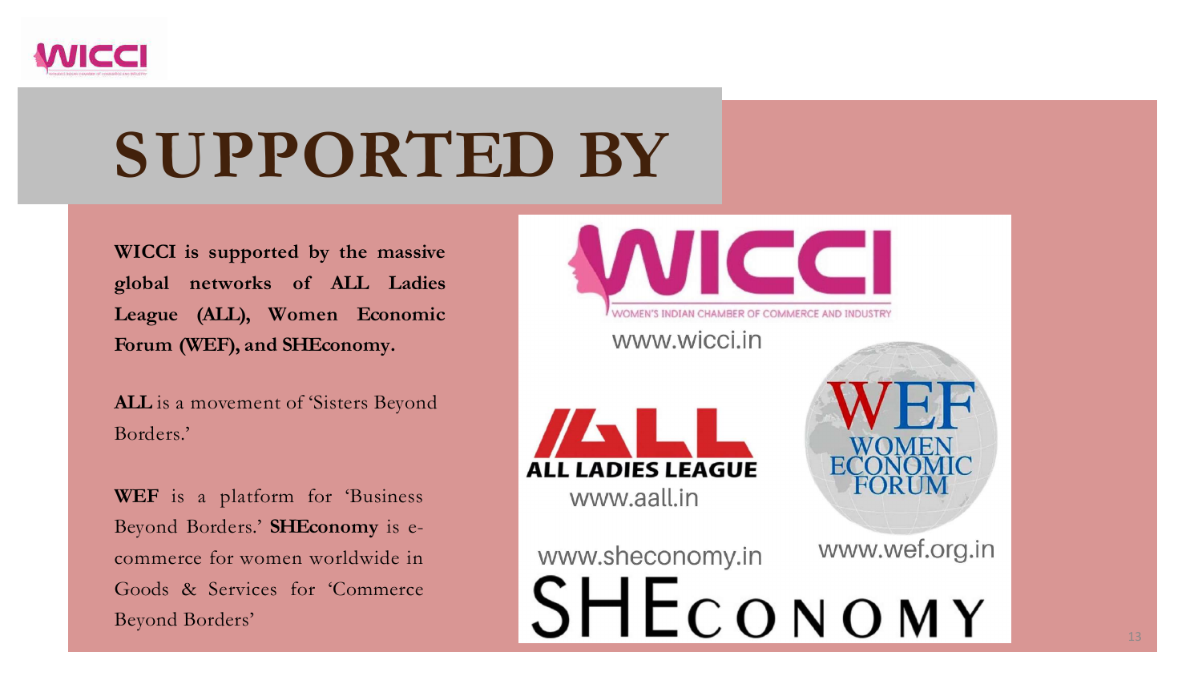# SUPPORTED BY

**WICCI is supported by the massive global networks of ALL Ladies League (ALL), Women Economic Forum (WEF), and SHEconomy.**

**ALL** is a movement of 'Sisters Beyond Borders.'

**WEF** is a platform for 'Business Beyond Borders.' **SHEconomy** is e-commerce for women worldwide in Goods & Services for 'Commerce Beyond Borders'

WICCI
WOMEN'S INDIAN CHAMBER OF COMMERCE AND INDUSTRY
www.wicci.in

ALL LADIES LEAGUE
www.aall.in

WEF
WOMEN ECONOMIC FORUM
www.wef.org.in

www.sheconomy.in
SHEconomy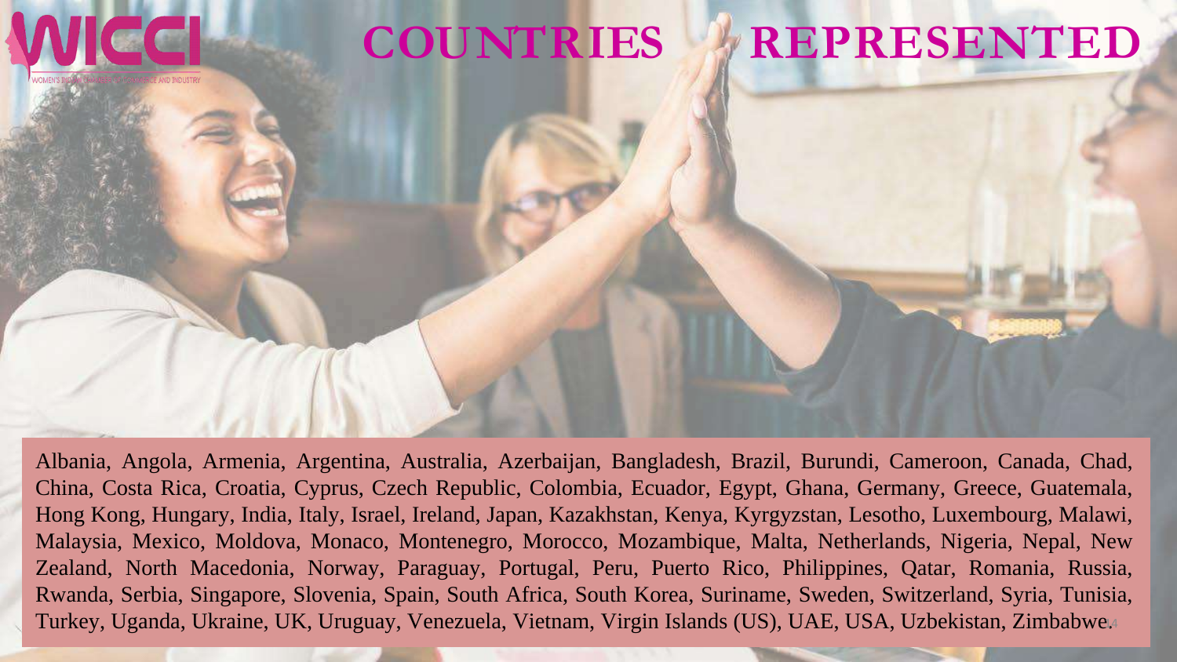# COUNTRIES REPRESENTED

Albania, Angola, Armenia, Argentina, Australia, Azerbaijan, Bangladesh, Brazil, Burundi, Cameroon, Canada, Chad, China, Costa Rica, Croatia, Cyprus, Czech Republic, Colombia, Ecuador, Egypt, Ghana, Germany, Greece, Guatemala, Hong Kong, Hungary, India, Italy, Israel, Ireland, Japan, Kazakhstan, Kenya, Kyrgyzstan, Lesotho, Luxembourg, Malawi, Malaysia, Mexico, Moldova, Monaco, Montenegro, Morocco, Mozambique, Malta, Netherlands, Nigeria, Nepal, New Zealand, North Macedonia, Norway, Paraguay, Portugal, Peru, Puerto Rico, Philippines, Qatar, Romania, Russia, Rwanda, Serbia, Singapore, Slovenia, Spain, South Africa, South Korea, Suriname, Sweden, Switzerland, Syria, Tunisia, Turkey, Uganda, Ukraine, UK, Uruguay, Venezuela, Vietnam, Virgin Islands (US), UAE, USA, Uzbekistan, Zimbabwe.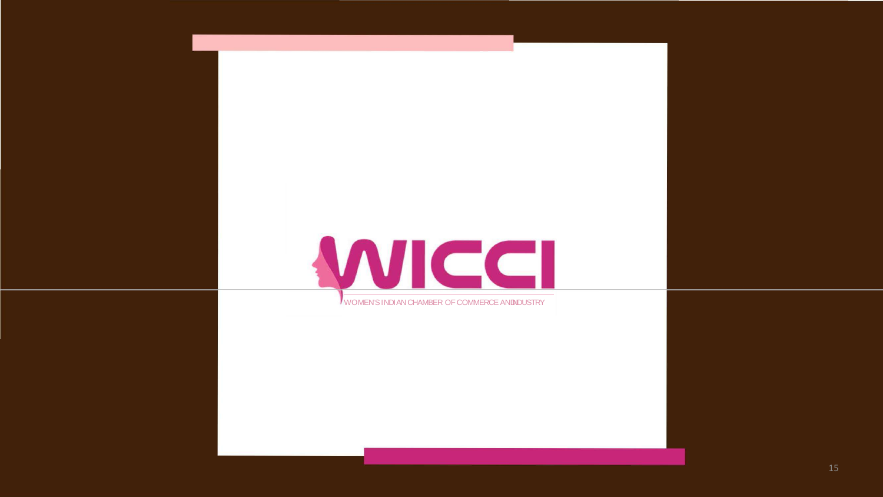WICCI

WOMEN'S INDIAN CHAMBER OF COMMERCE AND INDUSTRY